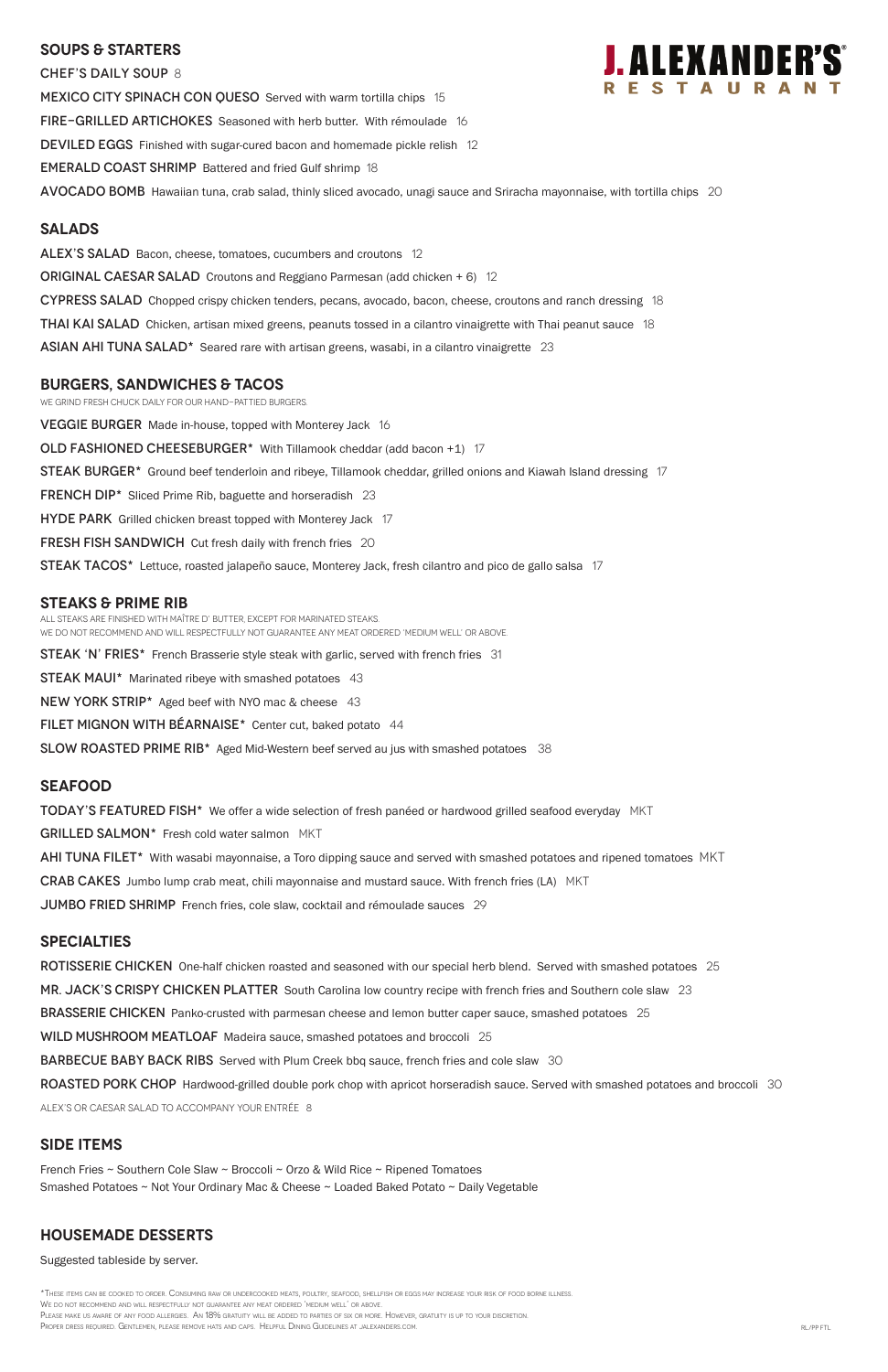# J. ALEXANDER'S® RESTAURANT

## SOUPS & STARTERS

**CHEF'S DAILY SOUP** 8

**MEXICO CITY SPINACH CON QUESO** Served with warm tortilla chips 15

**FIRE-GRILLED ARTICHOKES** Seasoned with herb butter. With rémoulade 16

**DEVILED EGGS** Finished with sugar-cured bacon and homemade pickle relish 12

**EMERALD COAST SHRIMP** Battered and fried Gulf shrimp 18

**AVOCADO BOMB** Hawaiian tuna, crab salad, thinly sliced avocado, unagi sauce and Sriracha mayonnaise, with tortilla chips 20

## SALADS

**ALEX'S SALAD** Bacon, cheese, tomatoes, cucumbers and croutons 12

**ORIGINAL CAESAR SALAD** Croutons and Reggiano Parmesan (add chicken + 6) 12

**CYPRESS SALAD** Chopped crispy chicken tenders, pecans, avocado, bacon, cheese, croutons and ranch dressing 18

**THAI KAI SALAD** Chicken, artisan mixed greens, peanuts tossed in a cilantro vinaigrette with Thai peanut sauce 18

**ASIAN AHI TUNA SALAD*** Seared rare with artisan greens, wasabi, in a cilantro vinaigrette 23

## BURGERS, SANDWICHES & TACOS

WE GRIND FRESH CHUCK DAILY FOR OUR HAND-PATTIED BURGERS.

**VEGGIE BURGER** Made in-house, topped with Monterey Jack 16

**OLD FASHIONED CHEESEBURGER*** With Tillamook cheddar (add bacon +1) 17

**STEAK BURGER*** Ground beef tenderloin and ribeye, Tillamook cheddar, grilled onions and Kiawah Island dressing 17

**FRENCH DIP*** Sliced Prime Rib, baguette and horseradish 23

**HYDE PARK** Grilled chicken breast topped with Monterey Jack 17

**FRESH FISH SANDWICH** Cut fresh daily with french fries 20

**STEAK TACOS*** Lettuce, roasted jalapeño sauce, Monterey Jack, fresh cilantro and pico de gallo salsa 17

## STEAKS & PRIME RIB

ALL STEAKS ARE FINISHED WITH MAÎTRE D' BUTTER, EXCEPT FOR MARINATED STEAKS.
WE DO NOT RECOMMEND AND WILL RESPECTFULLY NOT GUARANTEE ANY MEAT ORDERED 'MEDIUM WELL' OR ABOVE.

**STEAK 'N' FRIES*** French Brasserie style steak with garlic, served with french fries 31

**STEAK MAUI*** Marinated ribeye with smashed potatoes 43

**NEW YORK STRIP*** Aged beef with NYO mac & cheese 43

**FILET MIGNON WITH BÉARNAISE*** Center cut, baked potato 44

**SLOW ROASTED PRIME RIB*** Aged Mid-Western beef served au jus with smashed potatoes 38

## SEAFOOD

**TODAY'S FEATURED FISH*** We offer a wide selection of fresh panéed or hardwood grilled seafood everyday MKT

**GRILLED SALMON*** Fresh cold water salmon MKT

**AHI TUNA FILET*** With wasabi mayonnaise, a Toro dipping sauce and served with smashed potatoes and ripened tomatoes MKT

**CRAB CAKES** Jumbo lump crab meat, chili mayonnaise and mustard sauce. With french fries (LA) MKT

**JUMBO FRIED SHRIMP** French fries, cole slaw, cocktail and rémoulade sauces 29

## SPECIALTIES

**ROTISSERIE CHICKEN** One-half chicken roasted and seasoned with our special herb blend. Served with smashed potatoes 25

**MR. JACK'S CRISPY CHICKEN PLATTER** South Carolina low country recipe with french fries and Southern cole slaw 23

**BRASSERIE CHICKEN** Panko-crusted with parmesan cheese and lemon butter caper sauce, smashed potatoes 25

**WILD MUSHROOM MEATLOAF** Madeira sauce, smashed potatoes and broccoli 25

**BARBECUE BABY BACK RIBS** Served with Plum Creek bbq sauce, french fries and cole slaw 30

**ROASTED PORK CHOP** Hardwood-grilled double pork chop with apricot horseradish sauce. Served with smashed potatoes and broccoli 30

ALEX'S OR CAESAR SALAD TO ACCOMPANY YOUR ENTRÉE 8

## SIDE ITEMS

French Fries ~ Southern Cole Slaw ~ Broccoli ~ Orzo & Wild Rice ~ Ripened Tomatoes
Smashed Potatoes ~ Not Your Ordinary Mac & Cheese ~ Loaded Baked Potato ~ Daily Vegetable

## HOUSEMADE DESSERTS

Suggested tableside by server.

*These items can be cooked to order. Consuming raw or undercooked meats, poultry, seafood, shellfish or eggs may increase your risk of food borne illness.
We do not recommend and will respectfully not guarantee any meat ordered 'medium well' or above.
Please make us aware of any food allergies. An 18% gratuity will be added to parties of six or more. However, gratuity is up to your discretion.
Proper dress required. Gentlemen, please remove hats and caps. Helpful Dining Guidelines at jalexanders.com.

RL/PP FTL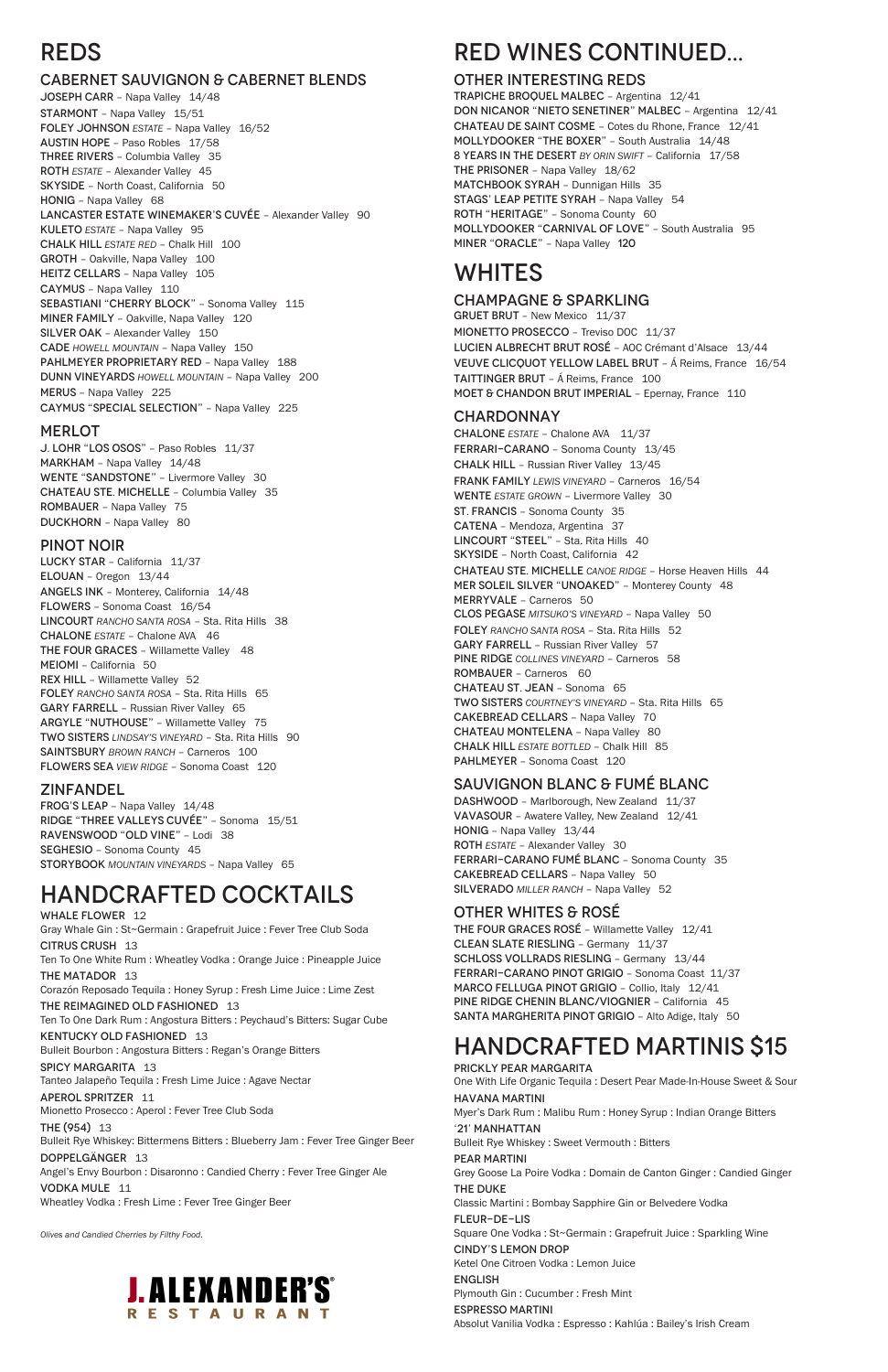# REDS

## CABERNET SAUVIGNON & CABERNET BLENDS

**JOSEPH CARR** – Napa Valley 14/48
**STARMONT** – Napa Valley 15/51
**FOLEY JOHNSON** *ESTATE* – Napa Valley 16/52
**AUSTIN HOPE** – Paso Robles 17/58
**THREE RIVERS** – Columbia Valley 35
**ROTH** *ESTATE* – Alexander Valley 45
**SKYSIDE** – North Coast, California 50
**HONIG** – Napa Valley 68
**LANCASTER ESTATE WINEMAKER'S CUVÉE** – Alexander Valley 90
**KULETO** *ESTATE* – Napa Valley 95
**CHALK HILL** *ESTATE RED* – Chalk Hill 100
**GROTH** – Oakville, Napa Valley 100
**HEITZ CELLARS** – Napa Valley 105
**CAYMUS** – Napa Valley 110
**SEBASTIANI "CHERRY BLOCK"** – Sonoma Valley 115
**MINER FAMILY** – Oakville, Napa Valley 120
**SILVER OAK** – Alexander Valley 150
**CADE** *HOWELL MOUNTAIN* – Napa Valley 150
**PAHLMEYER PROPRIETARY RED** – Napa Valley 188
**DUNN VINEYARDS** *HOWELL MOUNTAIN* – Napa Valley 200
**MERUS** – Napa Valley 225
**CAYMUS "SPECIAL SELECTION"** – Napa Valley 225

## MERLOT

**J. LOHR "LOS OSOS"** – Paso Robles 11/37
**MARKHAM** – Napa Valley 14/48
**WENTE "SANDSTONE"** – Livermore Valley 30
**CHATEAU STE. MICHELLE** – Columbia Valley 35
**ROMBAUER** – Napa Valley 75
**DUCKHORN** – Napa Valley 80

## PINOT NOIR

**LUCKY STAR** – California 11/37
**ELOUAN** – Oregon 13/44
**ANGELS INK** – Monterey, California 14/48
**FLOWERS** – Sonoma Coast 16/54
**LINCOURT** *RANCHO SANTA ROSA* – Sta. Rita Hills 38
**CHALONE** *ESTATE* – Chalone AVA 46
**THE FOUR GRACES** – Willamette Valley 48
**MEIOMI** – California 50
**REX HILL** – Willamette Valley 52
**FOLEY** *RANCHO SANTA ROSA* – Sta. Rita Hills 65
**GARY FARRELL** – Russian River Valley 65
**ARGYLE "NUTHOUSE"** – Willamette Valley 75
**TWO SISTERS** *LINDSAY'S VINEYARD* – Sta. Rita Hills 90
**SAINTSBURY** *BROWN RANCH* – Carneros 100
**FLOWERS SEA** *VIEW RIDGE* – Sonoma Coast 120

## ZINFANDEL

**FROG'S LEAP** – Napa Valley 14/48
**RIDGE "THREE VALLEYS CUVÉE"** – Sonoma 15/51
**RAVENSWOOD "OLD VINE"** – Lodi 38
**SEGHESIO** – Sonoma County 45
**STORYBOOK** *MOUNTAIN VINEYARDS* – Napa Valley 65

# HANDCRAFTED COCKTAILS

**WHALE FLOWER** 12
Gray Whale Gin : St~Germain : Grapefruit Juice : Fever Tree Club Soda

**CITRUS CRUSH** 13
Ten To One White Rum : Wheatley Vodka : Orange Juice : Pineapple Juice

**THE MATADOR** 13
Corazón Reposado Tequila : Honey Syrup : Fresh Lime Juice : Lime Zest

**THE REIMAGINED OLD FASHIONED** 13
Ten To One Dark Rum : Angostura Bitters : Peychaud's Bitters: Sugar Cube

**KENTUCKY OLD FASHIONED** 13
Bulleit Bourbon : Angostura Bitters : Regan's Orange Bitters

**SPICY MARGARITA** 13
Tanteo Jalapeño Tequila : Fresh Lime Juice : Agave Nectar

**APEROL SPRITZER** 11
Mionetto Prosecco : Aperol : Fever Tree Club Soda

**THE (954)** 13
Bulleit Rye Whiskey: Bittermens Bitters : Blueberry Jam : Fever Tree Ginger Beer

**DOPPELGÄNGER** 13
Angel's Envy Bourbon : Disaronno : Candied Cherry : Fever Tree Ginger Ale

**VODKA MULE** 11
Wheatley Vodka : Fresh Lime : Fever Tree Ginger Beer

*Olives and Candied Cherries by Filthy Food.*

# RED WINES CONTINUED...

## OTHER INTERESTING REDS

**TRAPICHE BROQUEL MALBEC** – Argentina 12/41
**DON NICANOR "NIETO SENETINER" MALBEC** – Argentina 12/41
**CHATEAU DE SAINT COSME** – Cotes du Rhone, France 12/41
**MOLLYDOOKER "THE BOXER"** – South Australia 14/48
**8 YEARS IN THE DESERT** *BY ORIN SWIFT* – California 17/58
**THE PRISONER** – Napa Valley 18/62
**MATCHBOOK SYRAH** – Dunnigan Hills 35
**STAGS' LEAP PETITE SYRAH** – Napa Valley 54
**ROTH "HERITAGE"** – Sonoma County 60
**MOLLYDOOKER "CARNIVAL OF LOVE"** – South Australia 95
**MINER "ORACLE"** – Napa Valley 120

# WHITES

## CHAMPAGNE & SPARKLING

**GRUET BRUT** – New Mexico 11/37
**MIONETTO PROSECCO** – Treviso DOC 11/37
**LUCIEN ALBRECHT BRUT ROSÉ** – AOC Crémant d'Alsace 13/44
**VEUVE CLICQUOT YELLOW LABEL BRUT** – Á Reims, France 16/54
**TAITTINGER BRUT** – Á Reims, France 100
**MOET & CHANDON BRUT IMPERIAL** – Epernay, France 110

## CHARDONNAY

**CHALONE** *ESTATE* – Chalone AVA 11/37
**FERRARI–CARANO** – Sonoma County 13/45
**CHALK HILL** – Russian River Valley 13/45
**FRANK FAMILY** *LEWIS VINEYARD* – Carneros 16/54
**WENTE** *ESTATE GROWN* – Livermore Valley 30
**ST. FRANCIS** – Sonoma County 35
**CATENA** – Mendoza, Argentina 37
**LINCOURT "STEEL"** – Sta. Rita Hills 40
**SKYSIDE** – North Coast, California 42
**CHATEAU STE. MICHELLE** *CANOE RIDGE* – Horse Heaven Hills 44
**MER SOLEIL SILVER "UNOAKED"** – Monterey County 48
**MERRYVALE** – Carneros 50
**CLOS PEGASE** *MITSUKO'S VINEYARD* – Napa Valley 50
**FOLEY** *RANCHO SANTA ROSA* – Sta. Rita Hills 52
**GARY FARRELL** – Russian River Valley 57
**PINE RIDGE** *COLLINES VINEYARD* – Carneros 58
**ROMBAUER** – Carneros 60
**CHATEAU ST. JEAN** – Sonoma 65
**TWO SISTERS** *COURTNEY'S VINEYARD* – Sta. Rita Hills 65
**CAKEBREAD CELLARS** – Napa Valley 70
**CHATEAU MONTELENA** – Napa Valley 80
**CHALK HILL** *ESTATE BOTTLED* – Chalk Hill 85
**PAHLMEYER** – Sonoma Coast 120

## SAUVIGNON BLANC & FUMÉ BLANC

**DASHWOOD** – Marlborough, New Zealand 11/37
**VAVASOUR** – Awatere Valley, New Zealand 12/41
**HONIG** – Napa Valley 13/44
**ROTH** *ESTATE* – Alexander Valley 30
**FERRARI–CARANO FUMÉ BLANC** – Sonoma County 35
**CAKEBREAD CELLARS** – Napa Valley 50
**SILVERADO** *MILLER RANCH* – Napa Valley 52

## OTHER WHITES & ROSÉ

**THE FOUR GRACES ROSÉ** – Willamette Valley 12/41
**CLEAN SLATE RIESLING** – Germany 11/37
**SCHLOSS VOLLRADS RIESLING** – Germany 13/44
**FERRARI–CARANO PINOT GRIGIO** – Sonoma Coast 11/37
**MARCO FELLUGA PINOT GRIGIO** – Collio, Italy 12/41
**PINE RIDGE CHENIN BLANC/VIOGNIER** – California 45
**SANTA MARGHERITA PINOT GRIGIO** – Alto Adige, Italy 50

# HANDCRAFTED MARTINIS $15

**PRICKLY PEAR MARGARITA**
One With Life Organic Tequila : Desert Pear Made-In-House Sweet & Sour

**HAVANA MARTINI**
Myer's Dark Rum : Malibu Rum : Honey Syrup : Indian Orange Bitters

**'21' MANHATTAN**
Bulleit Rye Whiskey : Sweet Vermouth : Bitters

**PEAR MARTINI**
Grey Goose La Poire Vodka : Domain de Canton Ginger : Candied Ginger

**THE DUKE**
Classic Martini : Bombay Sapphire Gin or Belvedere Vodka

**FLEUR–DE–LIS**
Square One Vodka : St~Germain : Grapefruit Juice : Sparkling Wine

**CINDY'S LEMON DROP**
Ketel One Citroen Vodka : Lemon Juice

**ENGLISH**
Plymouth Gin : Cucumber : Fresh Mint

**ESPRESSO MARTINI**
Absolut Vanilia Vodka : Espresso : Kahlúa : Bailey's Irish Cream

**J. ALEXANDER'S®**
RESTAURANT